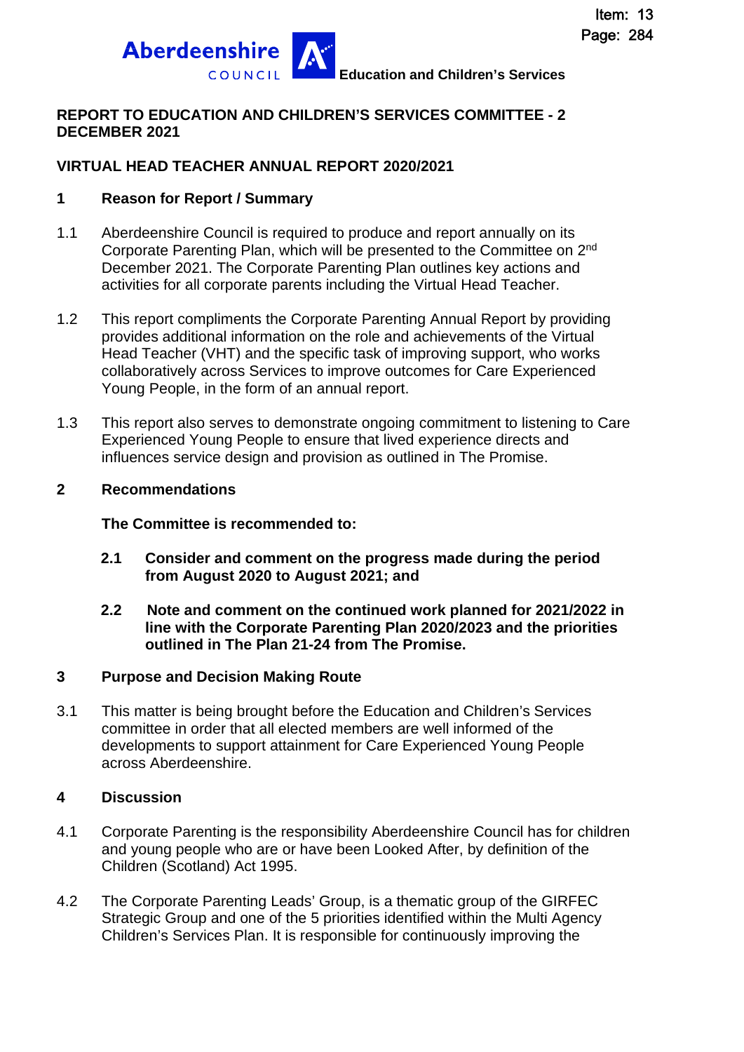Aberdeenshire COUNCIL **Education and Children's Services**

Item: 13
Page: 284

**REPORT TO EDUCATION AND CHILDREN'S SERVICES COMMITTEE - 2 DECEMBER 2021**

**VIRTUAL HEAD TEACHER ANNUAL REPORT 2020/2021**

## 1 Reason for Report / Summary

1.1 Aberdeenshire Council is required to produce and report annually on its Corporate Parenting Plan, which will be presented to the Committee on 2nd December 2021. The Corporate Parenting Plan outlines key actions and activities for all corporate parents including the Virtual Head Teacher.

1.2 This report compliments the Corporate Parenting Annual Report by providing provides additional information on the role and achievements of the Virtual Head Teacher (VHT) and the specific task of improving support, who works collaboratively across Services to improve outcomes for Care Experienced Young People, in the form of an annual report.

1.3 This report also serves to demonstrate ongoing commitment to listening to Care Experienced Young People to ensure that lived experience directs and influences service design and provision as outlined in The Promise.

## 2 Recommendations

**The Committee is recommended to:**

**2.1 Consider and comment on the progress made during the period from August 2020 to August 2021; and**

**2.2 Note and comment on the continued work planned for 2021/2022 in line with the Corporate Parenting Plan 2020/2023 and the priorities outlined in The Plan 21-24 from The Promise.**

## 3 Purpose and Decision Making Route

3.1 This matter is being brought before the Education and Children's Services committee in order that all elected members are well informed of the developments to support attainment for Care Experienced Young People across Aberdeenshire.

## 4 Discussion

4.1 Corporate Parenting is the responsibility Aberdeenshire Council has for children and young people who are or have been Looked After, by definition of the Children (Scotland) Act 1995.

4.2 The Corporate Parenting Leads' Group, is a thematic group of the GIRFEC Strategic Group and one of the 5 priorities identified within the Multi Agency Children's Services Plan. It is responsible for continuously improving the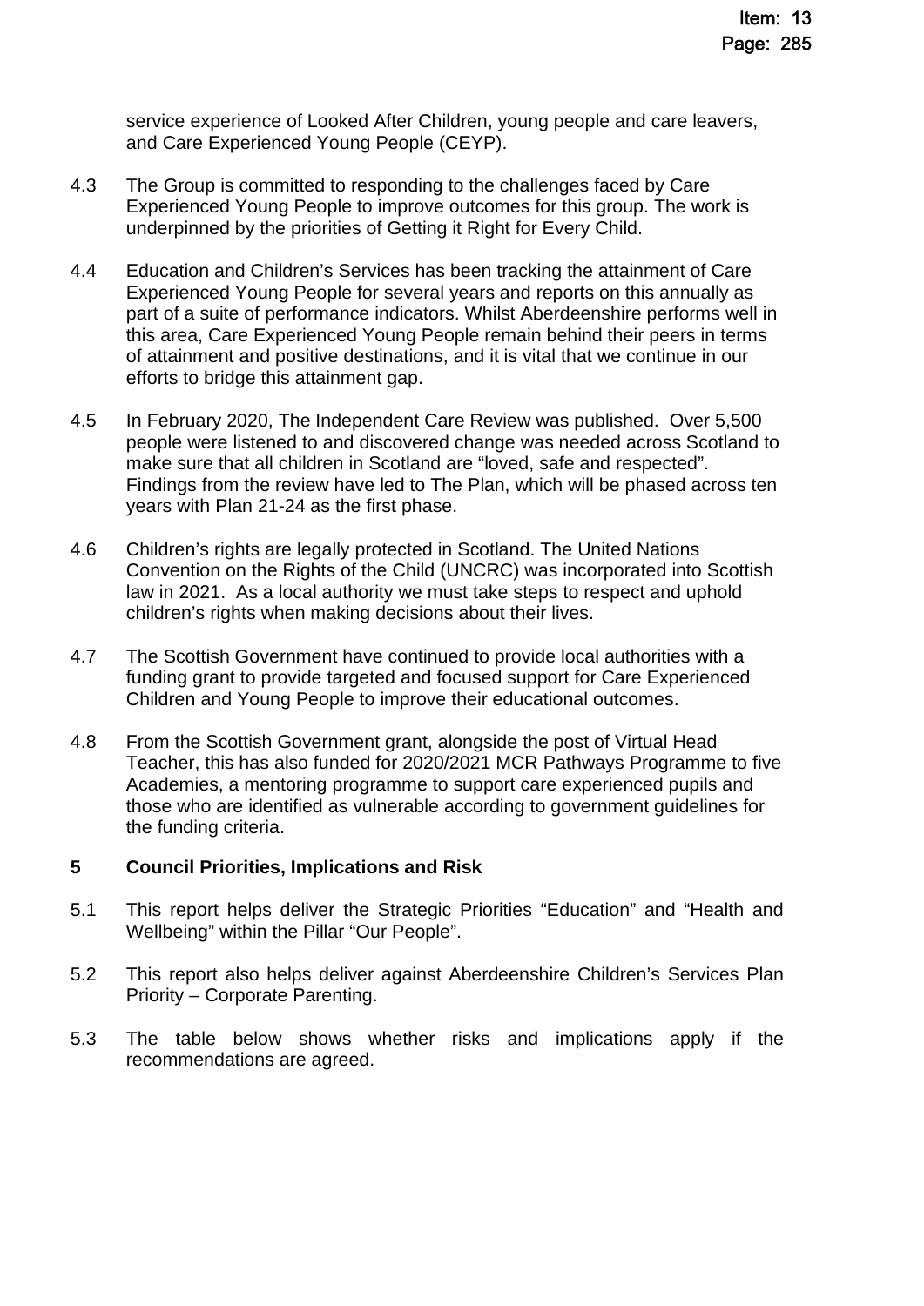service experience of Looked After Children, young people and care leavers, and Care Experienced Young People (CEYP).

4.3 The Group is committed to responding to the challenges faced by Care Experienced Young People to improve outcomes for this group. The work is underpinned by the priorities of Getting it Right for Every Child.

4.4 Education and Children's Services has been tracking the attainment of Care Experienced Young People for several years and reports on this annually as part of a suite of performance indicators. Whilst Aberdeenshire performs well in this area, Care Experienced Young People remain behind their peers in terms of attainment and positive destinations, and it is vital that we continue in our efforts to bridge this attainment gap.

4.5 In February 2020, The Independent Care Review was published. Over 5,500 people were listened to and discovered change was needed across Scotland to make sure that all children in Scotland are "loved, safe and respected". Findings from the review have led to The Plan, which will be phased across ten years with Plan 21-24 as the first phase.

4.6 Children's rights are legally protected in Scotland. The United Nations Convention on the Rights of the Child (UNCRC) was incorporated into Scottish law in 2021. As a local authority we must take steps to respect and uphold children's rights when making decisions about their lives.

4.7 The Scottish Government have continued to provide local authorities with a funding grant to provide targeted and focused support for Care Experienced Children and Young People to improve their educational outcomes.

4.8 From the Scottish Government grant, alongside the post of Virtual Head Teacher, this has also funded for 2020/2021 MCR Pathways Programme to five Academies, a mentoring programme to support care experienced pupils and those who are identified as vulnerable according to government guidelines for the funding criteria.

## 5 Council Priorities, Implications and Risk

5.1 This report helps deliver the Strategic Priorities "Education" and "Health and Wellbeing" within the Pillar "Our People".

5.2 This report also helps deliver against Aberdeenshire Children's Services Plan Priority – Corporate Parenting.

5.3 The table below shows whether risks and implications apply if the recommendations are agreed.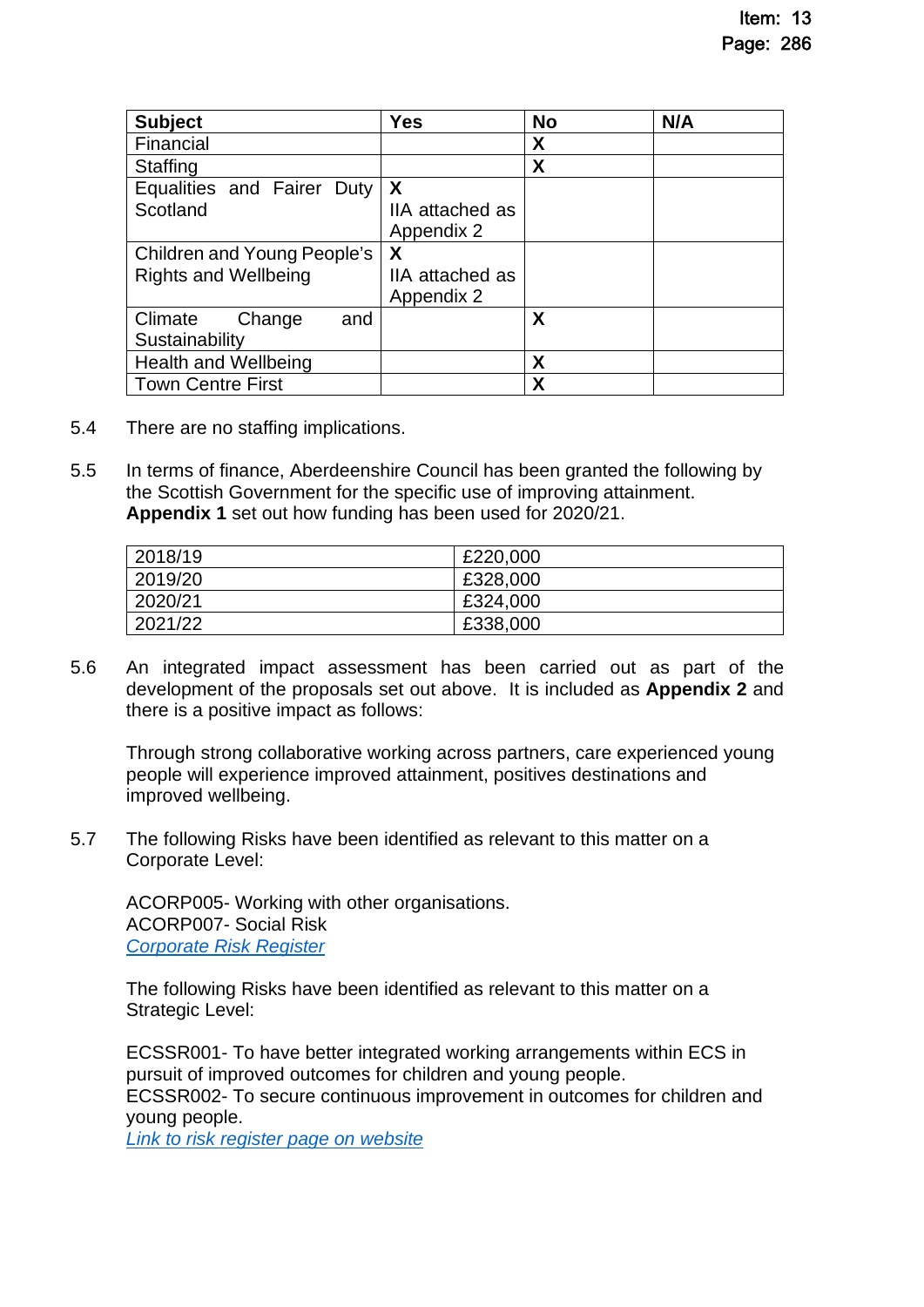| Subject | Yes | No | N/A |
|---|---|---|---|
| Financial | | X | |
| Staffing | | X | |
| Equalities and Fairer Duty Scotland | X IIA attached as Appendix 2 | | |
| Children and Young People's Rights and Wellbeing | X IIA attached as Appendix 2 | | |
| Climate Change and Sustainability | | X | |
| Health and Wellbeing | | X | |
| Town Centre First | | X | |

5.4 There are no staffing implications.

5.5 In terms of finance, Aberdeenshire Council has been granted the following by the Scottish Government for the specific use of improving attainment. **Appendix 1** set out how funding has been used for 2020/21.

| 2018/19 | £220,000 |
|---|---|
| 2019/20 | £328,000 |
| 2020/21 | £324,000 |
| 2021/22 | £338,000 |

5.6 An integrated impact assessment has been carried out as part of the development of the proposals set out above. It is included as **Appendix 2** and there is a positive impact as follows:

Through strong collaborative working across partners, care experienced young people will experience improved attainment, positives destinations and improved wellbeing.

5.7 The following Risks have been identified as relevant to this matter on a Corporate Level:

ACORP005- Working with other organisations.
ACORP007- Social Risk
*Corporate Risk Register*

The following Risks have been identified as relevant to this matter on a Strategic Level:

ECSSR001- To have better integrated working arrangements within ECS in pursuit of improved outcomes for children and young people.
ECSSR002- To secure continuous improvement in outcomes for children and young people.
*Link to risk register page on website*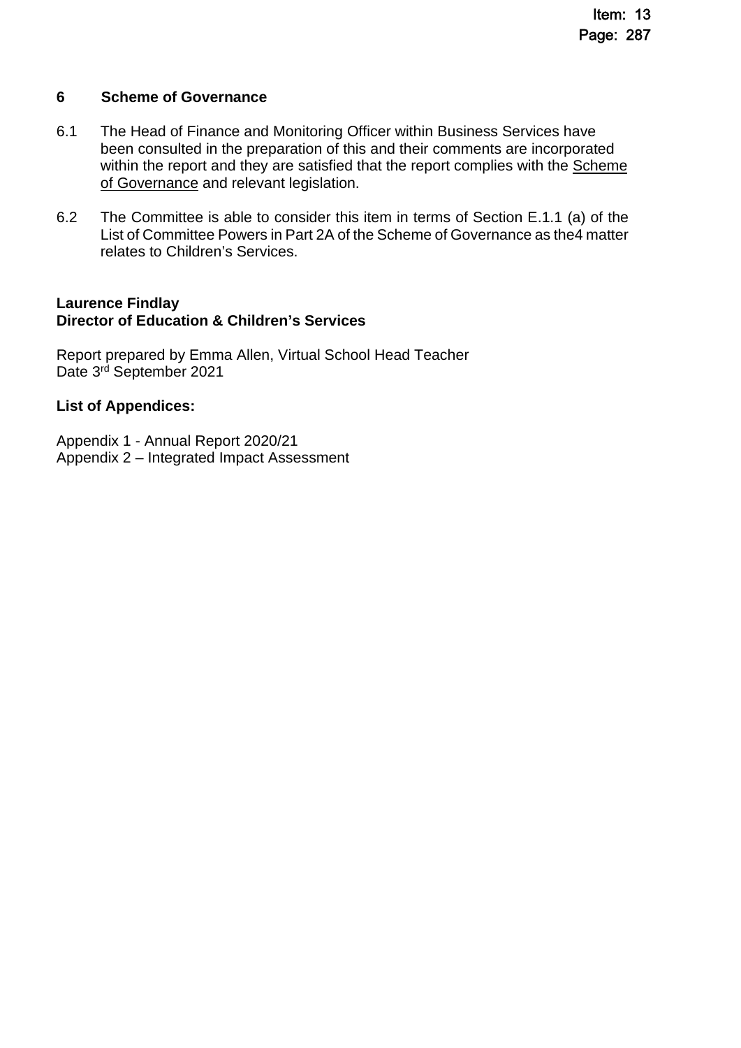## 6 Scheme of Governance

6.1 The Head of Finance and Monitoring Officer within Business Services have been consulted in the preparation of this and their comments are incorporated within the report and they are satisfied that the report complies with the Scheme of Governance and relevant legislation.

6.2 The Committee is able to consider this item in terms of Section E.1.1 (a) of the List of Committee Powers in Part 2A of the Scheme of Governance as the4 matter relates to Children's Services.

**Laurence Findlay**
**Director of Education & Children's Services**

Report prepared by Emma Allen, Virtual School Head Teacher
Date 3rd September 2021

**List of Appendices:**

Appendix 1 - Annual Report 2020/21
Appendix 2 – Integrated Impact Assessment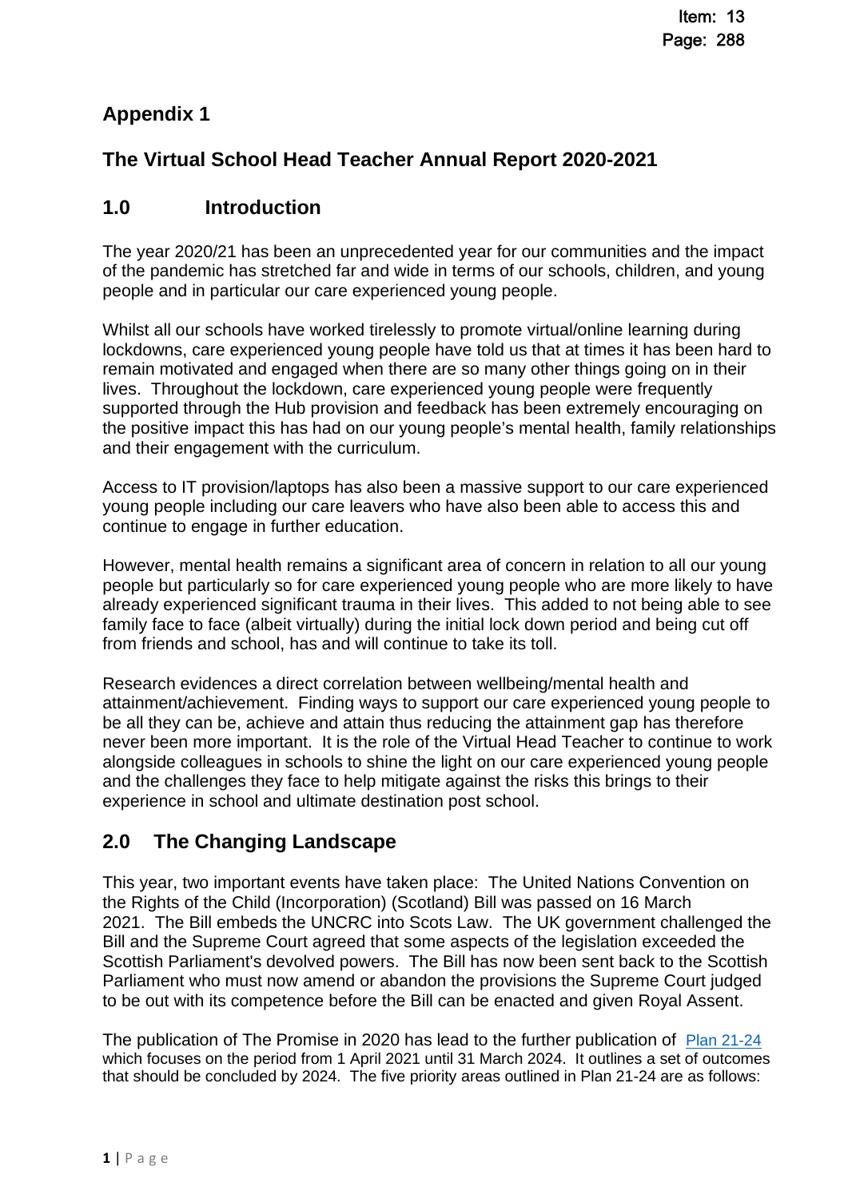## Appendix 1

## The Virtual School Head Teacher Annual Report 2020-2021

## 1.0 Introduction

The year 2020/21 has been an unprecedented year for our communities and the impact of the pandemic has stretched far and wide in terms of our schools, children, and young people and in particular our care experienced young people.

Whilst all our schools have worked tirelessly to promote virtual/online learning during lockdowns, care experienced young people have told us that at times it has been hard to remain motivated and engaged when there are so many other things going on in their lives. Throughout the lockdown, care experienced young people were frequently supported through the Hub provision and feedback has been extremely encouraging on the positive impact this has had on our young people's mental health, family relationships and their engagement with the curriculum.

Access to IT provision/laptops has also been a massive support to our care experienced young people including our care leavers who have also been able to access this and continue to engage in further education.

However, mental health remains a significant area of concern in relation to all our young people but particularly so for care experienced young people who are more likely to have already experienced significant trauma in their lives. This added to not being able to see family face to face (albeit virtually) during the initial lock down period and being cut off from friends and school, has and will continue to take its toll.

Research evidences a direct correlation between wellbeing/mental health and attainment/achievement. Finding ways to support our care experienced young people to be all they can be, achieve and attain thus reducing the attainment gap has therefore never been more important. It is the role of the Virtual Head Teacher to continue to work alongside colleagues in schools to shine the light on our care experienced young people and the challenges they face to help mitigate against the risks this brings to their experience in school and ultimate destination post school.

## 2.0 The Changing Landscape

This year, two important events have taken place: The United Nations Convention on the Rights of the Child (Incorporation) (Scotland) Bill was passed on 16 March 2021. The Bill embeds the UNCRC into Scots Law. The UK government challenged the Bill and the Supreme Court agreed that some aspects of the legislation exceeded the Scottish Parliament's devolved powers. The Bill has now been sent back to the Scottish Parliament who must now amend or abandon the provisions the Supreme Court judged to be out with its competence before the Bill can be enacted and given Royal Assent.

The publication of The Promise in 2020 has lead to the further publication of Plan 21-24 which focuses on the period from 1 April 2021 until 31 March 2024. It outlines a set of outcomes that should be concluded by 2024. The five priority areas outlined in Plan 21-24 are as follows: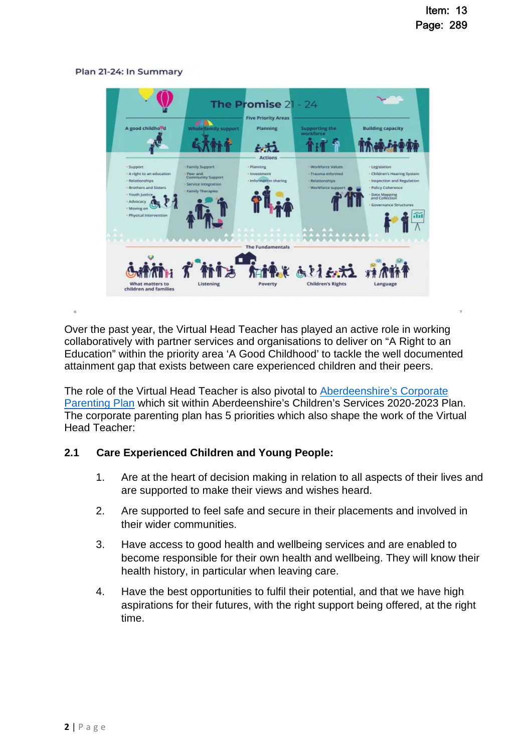Plan 21-24: In Summary

The Promise 21 - 24

Five Priority Areas

| A good childhood | Whole family support | Planning | Supporting the workforce | Building capacity |
|---|---|---|---|---|
| Support | Family Support | Planning | Workforce Values | Legislation |
| A right to an education | Peer and Community Support | Investment | Trauma-informed | Children's Hearing System |
| Relationships | Service Integration | Information sharing | Relationships | Inspection and Regulation |
| Brothers and Sisters | Family Therapies | | Workforce support | Policy Coherence |
| Youth Justice | | | | Data Mapping and Collection |
| Advocacy | | | | Governance Structures |
| Moving on | | | | |
| Physical Intervention | | | | |

The Fundamentals

What matters to children and families · Listening · Poverty · Children's Rights · Language

Over the past year, the Virtual Head Teacher has played an active role in working collaboratively with partner services and organisations to deliver on “A Right to an Education” within the priority area ‘A Good Childhood’ to tackle the well documented attainment gap that exists between care experienced children and their peers.

The role of the Virtual Head Teacher is also pivotal to Aberdeenshire's Corporate Parenting Plan which sit within Aberdeenshire's Children's Services 2020-2023 Plan. The corporate parenting plan has 5 priorities which also shape the work of the Virtual Head Teacher:

## 2.1 Care Experienced Children and Young People:

1. Are at the heart of decision making in relation to all aspects of their lives and are supported to make their views and wishes heard.
2. Are supported to feel safe and secure in their placements and involved in their wider communities.
3. Have access to good health and wellbeing services and are enabled to become responsible for their own health and wellbeing. They will know their health history, in particular when leaving care.
4. Have the best opportunities to fulfil their potential, and that we have high aspirations for their futures, with the right support being offered, at the right time.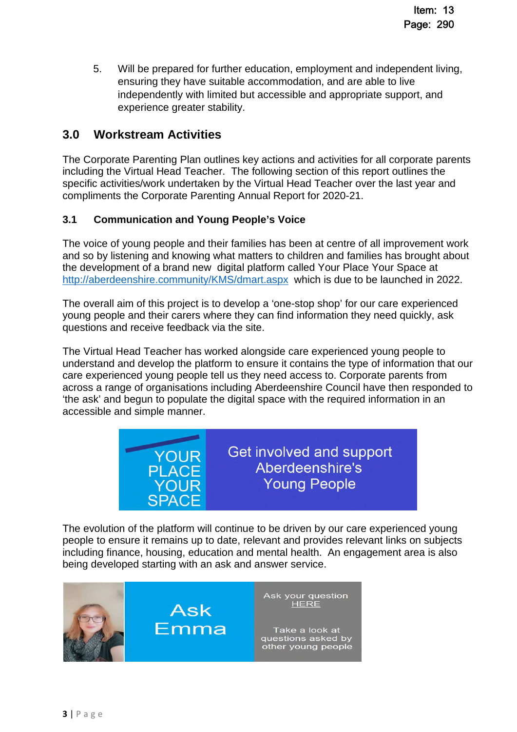5. Will be prepared for further education, employment and independent living, ensuring they have suitable accommodation, and are able to live independently with limited but accessible and appropriate support, and experience greater stability.

## 3.0 Workstream Activities

The Corporate Parenting Plan outlines key actions and activities for all corporate parents including the Virtual Head Teacher. The following section of this report outlines the specific activities/work undertaken by the Virtual Head Teacher over the last year and compliments the Corporate Parenting Annual Report for 2020-21.

### 3.1 Communication and Young People's Voice

The voice of young people and their families has been at centre of all improvement work and so by listening and knowing what matters to children and families has brought about the development of a brand new digital platform called Your Place Your Space at [http://aberdeenshire.community/KMS/dmart.aspx](http://aberdeenshire.community/KMS/dmart.aspx) which is due to be launched in 2022.

The overall aim of this project is to develop a 'one-stop shop' for our care experienced young people and their carers where they can find information they need quickly, ask questions and receive feedback via the site.

The Virtual Head Teacher has worked alongside care experienced young people to understand and develop the platform to ensure it contains the type of information that our care experienced young people tell us they need access to. Corporate parents from across a range of organisations including Aberdeenshire Council have then responded to 'the ask' and begun to populate the digital space with the required information in an accessible and simple manner.

YOUR PLACE YOUR SPACE

Get involved and support Aberdeenshire's Young People

The evolution of the platform will continue to be driven by our care experienced young people to ensure it remains up to date, relevant and provides relevant links on subjects including finance, housing, education and mental health. An engagement area is also being developed starting with an ask and answer service.

Ask Emma

Ask your question HERE

Take a look at questions asked by other young people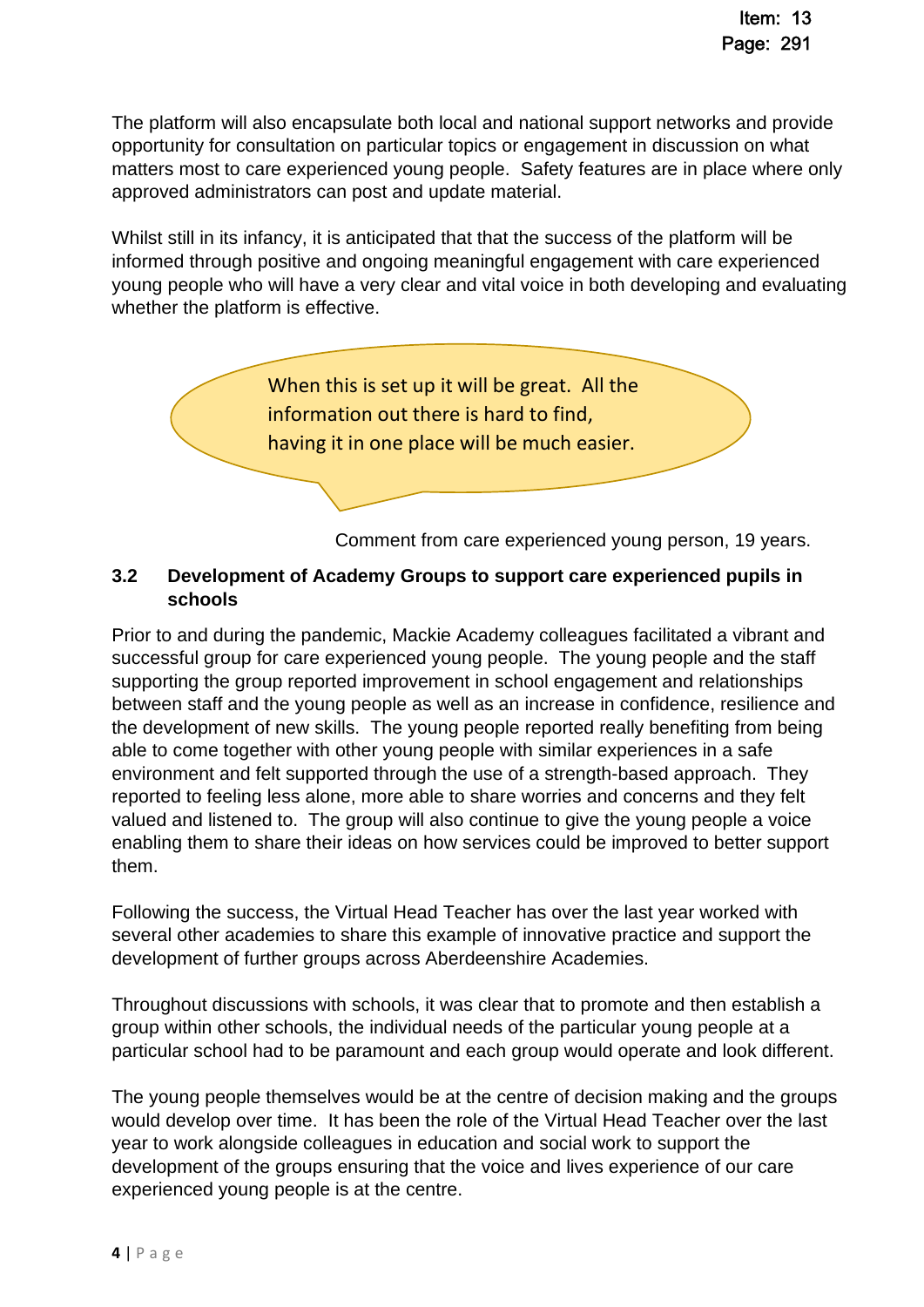The platform will also encapsulate both local and national support networks and provide opportunity for consultation on particular topics or engagement in discussion on what matters most to care experienced young people. Safety features are in place where only approved administrators can post and update material.

Whilst still in its infancy, it is anticipated that that the success of the platform will be informed through positive and ongoing meaningful engagement with care experienced young people who will have a very clear and vital voice in both developing and evaluating whether the platform is effective.

> When this is set up it will be great. All the information out there is hard to find, having it in one place will be much easier.

Comment from care experienced young person, 19 years.

### 3.2 Development of Academy Groups to support care experienced pupils in schools

Prior to and during the pandemic, Mackie Academy colleagues facilitated a vibrant and successful group for care experienced young people. The young people and the staff supporting the group reported improvement in school engagement and relationships between staff and the young people as well as an increase in confidence, resilience and the development of new skills. The young people reported really benefiting from being able to come together with other young people with similar experiences in a safe environment and felt supported through the use of a strength-based approach. They reported to feeling less alone, more able to share worries and concerns and they felt valued and listened to. The group will also continue to give the young people a voice enabling them to share their ideas on how services could be improved to better support them.

Following the success, the Virtual Head Teacher has over the last year worked with several other academies to share this example of innovative practice and support the development of further groups across Aberdeenshire Academies.

Throughout discussions with schools, it was clear that to promote and then establish a group within other schools, the individual needs of the particular young people at a particular school had to be paramount and each group would operate and look different.

The young people themselves would be at the centre of decision making and the groups would develop over time. It has been the role of the Virtual Head Teacher over the last year to work alongside colleagues in education and social work to support the development of the groups ensuring that the voice and lives experience of our care experienced young people is at the centre.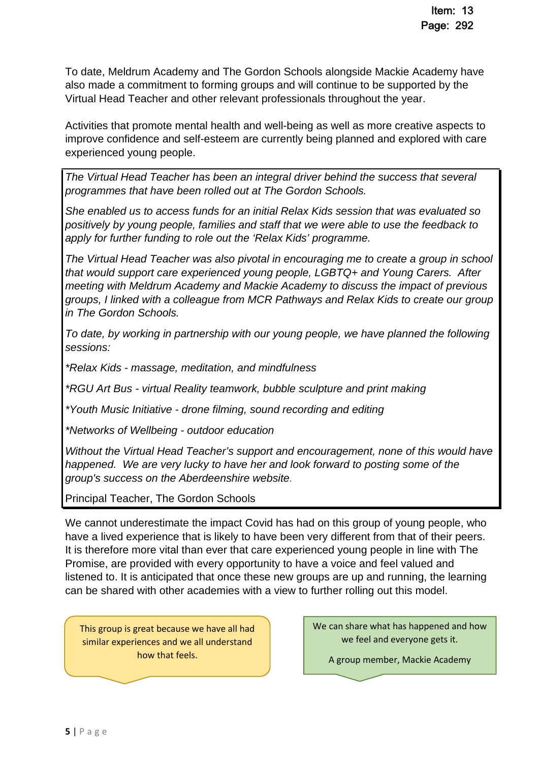To date, Meldrum Academy and The Gordon Schools alongside Mackie Academy have also made a commitment to forming groups and will continue to be supported by the Virtual Head Teacher and other relevant professionals throughout the year.

Activities that promote mental health and well-being as well as more creative aspects to improve confidence and self-esteem are currently being planned and explored with care experienced young people.

> *The Virtual Head Teacher has been an integral driver behind the success that several programmes that have been rolled out at The Gordon Schools.*
>
> *She enabled us to access funds for an initial Relax Kids session that was evaluated so positively by young people, families and staff that we were able to use the feedback to apply for further funding to role out the 'Relax Kids' programme.*
>
> *The Virtual Head Teacher was also pivotal in encouraging me to create a group in school that would support care experienced young people, LGBTQ+ and Young Carers. After meeting with Meldrum Academy and Mackie Academy to discuss the impact of previous groups, I linked with a colleague from MCR Pathways and Relax Kids to create our group in The Gordon Schools.*
>
> *To date, by working in partnership with our young people, we have planned the following sessions:*
>
> *\*Relax Kids - massage, meditation, and mindfulness*
>
> *\*RGU Art Bus - virtual Reality teamwork, bubble sculpture and print making*
>
> *\*Youth Music Initiative - drone filming, sound recording and editing*
>
> *\*Networks of Wellbeing - outdoor education*
>
> *Without the Virtual Head Teacher's support and encouragement, none of this would have happened. We are very lucky to have her and look forward to posting some of the group's success on the Aberdeenshire website.*
>
> Principal Teacher, The Gordon Schools

We cannot underestimate the impact Covid has had on this group of young people, who have a lived experience that is likely to have been very different from that of their peers. It is therefore more vital than ever that care experienced young people in line with The Promise, are provided with every opportunity to have a voice and feel valued and listened to. It is anticipated that once these new groups are up and running, the learning can be shared with other academies with a view to further rolling out this model.

> This group is great because we have all had similar experiences and we all understand how that feels.

> We can share what has happened and how we feel and everyone gets it.
>
> A group member, Mackie Academy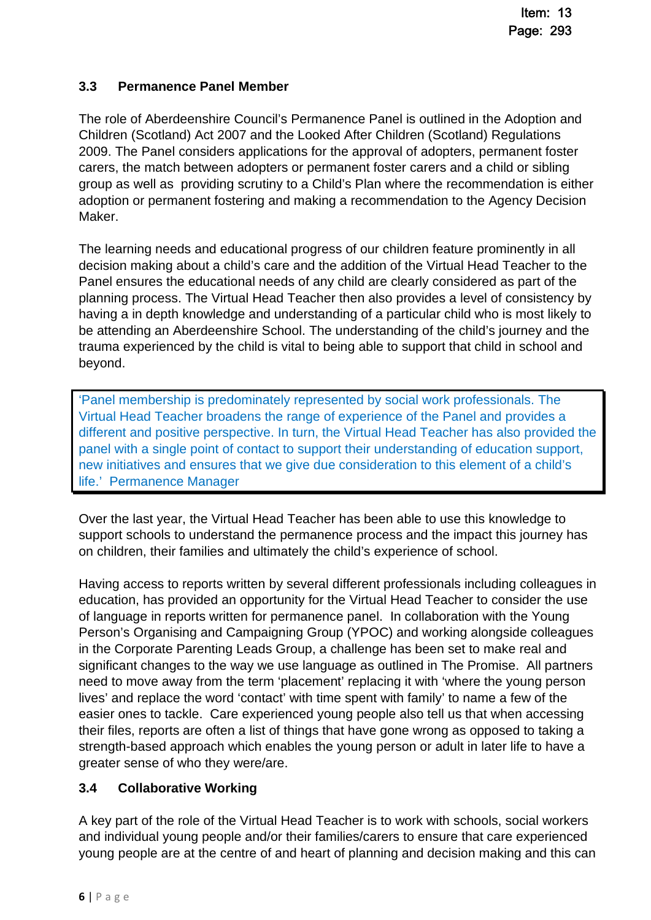### 3.3 Permanence Panel Member

The role of Aberdeenshire Council's Permanence Panel is outlined in the Adoption and Children (Scotland) Act 2007 and the Looked After Children (Scotland) Regulations 2009. The Panel considers applications for the approval of adopters, permanent foster carers, the match between adopters or permanent foster carers and a child or sibling group as well as providing scrutiny to a Child's Plan where the recommendation is either adoption or permanent fostering and making a recommendation to the Agency Decision Maker.

The learning needs and educational progress of our children feature prominently in all decision making about a child's care and the addition of the Virtual Head Teacher to the Panel ensures the educational needs of any child are clearly considered as part of the planning process. The Virtual Head Teacher then also provides a level of consistency by having a in depth knowledge and understanding of a particular child who is most likely to be attending an Aberdeenshire School. The understanding of the child's journey and the trauma experienced by the child is vital to being able to support that child in school and beyond.

> 'Panel membership is predominately represented by social work professionals. The Virtual Head Teacher broadens the range of experience of the Panel and provides a different and positive perspective. In turn, the Virtual Head Teacher has also provided the panel with a single point of contact to support their understanding of education support, new initiatives and ensures that we give due consideration to this element of a child's life.' Permanence Manager

Over the last year, the Virtual Head Teacher has been able to use this knowledge to support schools to understand the permanence process and the impact this journey has on children, their families and ultimately the child's experience of school.

Having access to reports written by several different professionals including colleagues in education, has provided an opportunity for the Virtual Head Teacher to consider the use of language in reports written for permanence panel. In collaboration with the Young Person's Organising and Campaigning Group (YPOC) and working alongside colleagues in the Corporate Parenting Leads Group, a challenge has been set to make real and significant changes to the way we use language as outlined in The Promise. All partners need to move away from the term 'placement' replacing it with 'where the young person lives' and replace the word 'contact' with time spent with family' to name a few of the easier ones to tackle. Care experienced young people also tell us that when accessing their files, reports are often a list of things that have gone wrong as opposed to taking a strength-based approach which enables the young person or adult in later life to have a greater sense of who they were/are.

### 3.4 Collaborative Working

A key part of the role of the Virtual Head Teacher is to work with schools, social workers and individual young people and/or their families/carers to ensure that care experienced young people are at the centre of and heart of planning and decision making and this can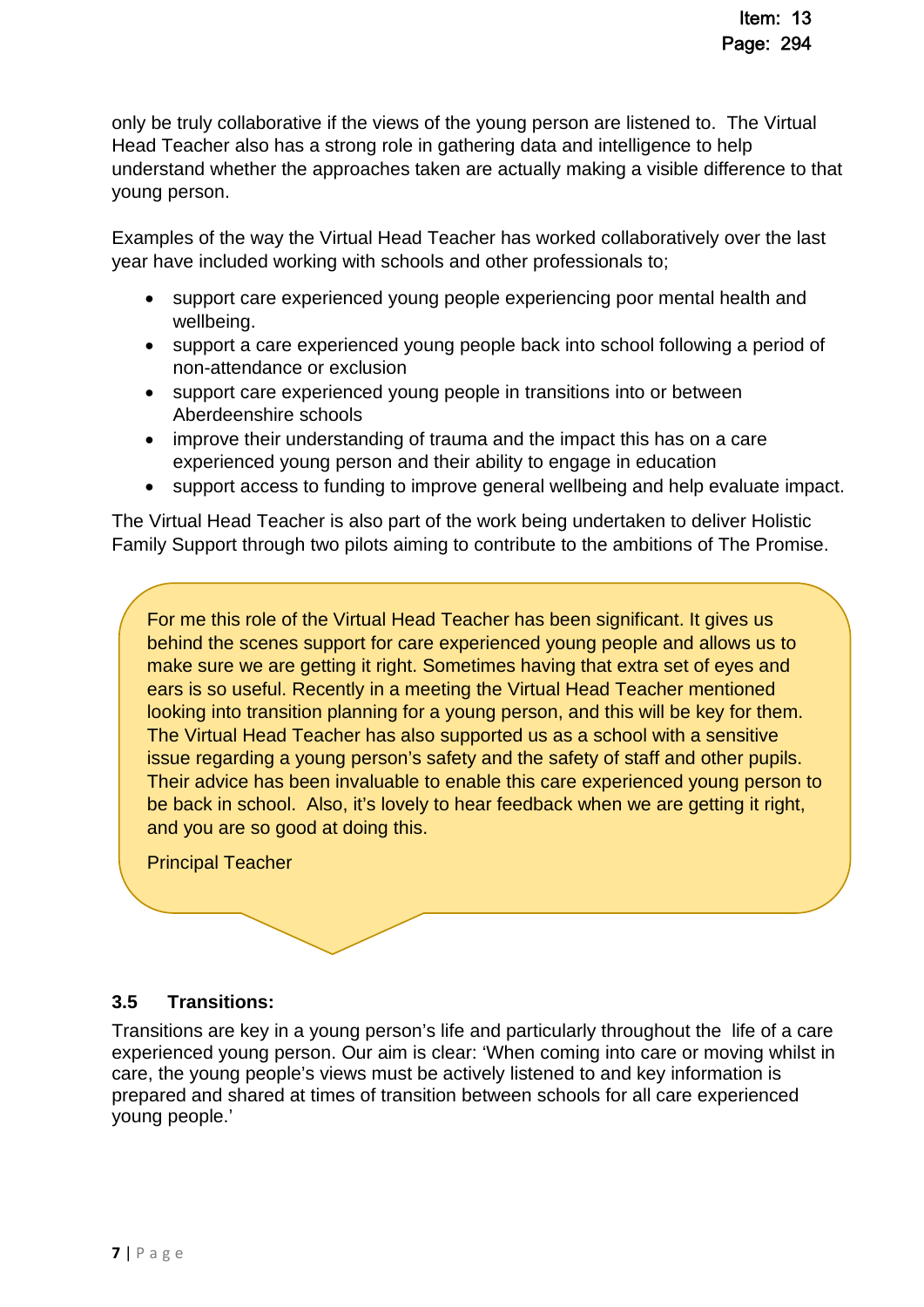only be truly collaborative if the views of the young person are listened to. The Virtual Head Teacher also has a strong role in gathering data and intelligence to help understand whether the approaches taken are actually making a visible difference to that young person.

Examples of the way the Virtual Head Teacher has worked collaboratively over the last year have included working with schools and other professionals to;

- support care experienced young people experiencing poor mental health and wellbeing.
- support a care experienced young people back into school following a period of non-attendance or exclusion
- support care experienced young people in transitions into or between Aberdeenshire schools
- improve their understanding of trauma and the impact this has on a care experienced young person and their ability to engage in education
- support access to funding to improve general wellbeing and help evaluate impact.

The Virtual Head Teacher is also part of the work being undertaken to deliver Holistic Family Support through two pilots aiming to contribute to the ambitions of The Promise.

> For me this role of the Virtual Head Teacher has been significant. It gives us behind the scenes support for care experienced young people and allows us to make sure we are getting it right. Sometimes having that extra set of eyes and ears is so useful. Recently in a meeting the Virtual Head Teacher mentioned looking into transition planning for a young person, and this will be key for them. The Virtual Head Teacher has also supported us as a school with a sensitive issue regarding a young person's safety and the safety of staff and other pupils. Their advice has been invaluable to enable this care experienced young person to be back in school. Also, it's lovely to hear feedback when we are getting it right, and you are so good at doing this.
>
> Principal Teacher

### 3.5 Transitions:

Transitions are key in a young person's life and particularly throughout the life of a care experienced young person. Our aim is clear: 'When coming into care or moving whilst in care, the young people's views must be actively listened to and key information is prepared and shared at times of transition between schools for all care experienced young people.'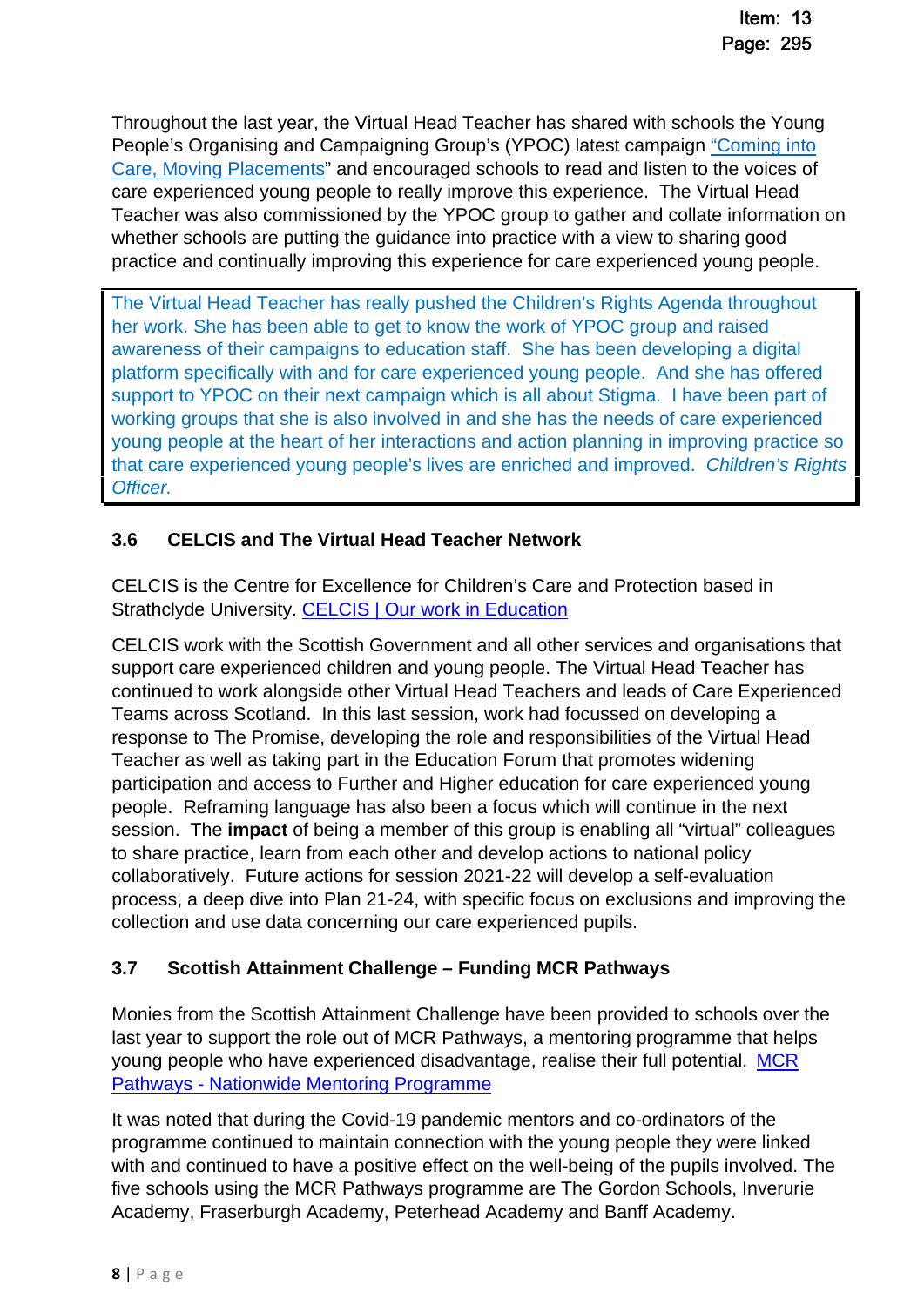Throughout the last year, the Virtual Head Teacher has shared with schools the Young People's Organising and Campaigning Group's (YPOC) latest campaign "Coming into Care, Moving Placements" and encouraged schools to read and listen to the voices of care experienced young people to really improve this experience. The Virtual Head Teacher was also commissioned by the YPOC group to gather and collate information on whether schools are putting the guidance into practice with a view to sharing good practice and continually improving this experience for care experienced young people.

> The Virtual Head Teacher has really pushed the Children's Rights Agenda throughout her work. She has been able to get to know the work of YPOC group and raised awareness of their campaigns to education staff. She has been developing a digital platform specifically with and for care experienced young people. And she has offered support to YPOC on their next campaign which is all about Stigma. I have been part of working groups that she is also involved in and she has the needs of care experienced young people at the heart of her interactions and action planning in improving practice so that care experienced young people's lives are enriched and improved. *Children's Rights Officer.*

### 3.6 CELCIS and The Virtual Head Teacher Network

CELCIS is the Centre for Excellence for Children's Care and Protection based in Strathclyde University. CELCIS | Our work in Education

CELCIS work with the Scottish Government and all other services and organisations that support care experienced children and young people. The Virtual Head Teacher has continued to work alongside other Virtual Head Teachers and leads of Care Experienced Teams across Scotland. In this last session, work had focussed on developing a response to The Promise, developing the role and responsibilities of the Virtual Head Teacher as well as taking part in the Education Forum that promotes widening participation and access to Further and Higher education for care experienced young people. Reframing language has also been a focus which will continue in the next session. The **impact** of being a member of this group is enabling all "virtual" colleagues to share practice, learn from each other and develop actions to national policy collaboratively. Future actions for session 2021-22 will develop a self-evaluation process, a deep dive into Plan 21-24, with specific focus on exclusions and improving the collection and use data concerning our care experienced pupils.

### 3.7 Scottish Attainment Challenge – Funding MCR Pathways

Monies from the Scottish Attainment Challenge have been provided to schools over the last year to support the role out of MCR Pathways, a mentoring programme that helps young people who have experienced disadvantage, realise their full potential. MCR Pathways - Nationwide Mentoring Programme

It was noted that during the Covid-19 pandemic mentors and co-ordinators of the programme continued to maintain connection with the young people they were linked with and continued to have a positive effect on the well-being of the pupils involved. The five schools using the MCR Pathways programme are The Gordon Schools, Inverurie Academy, Fraserburgh Academy, Peterhead Academy and Banff Academy.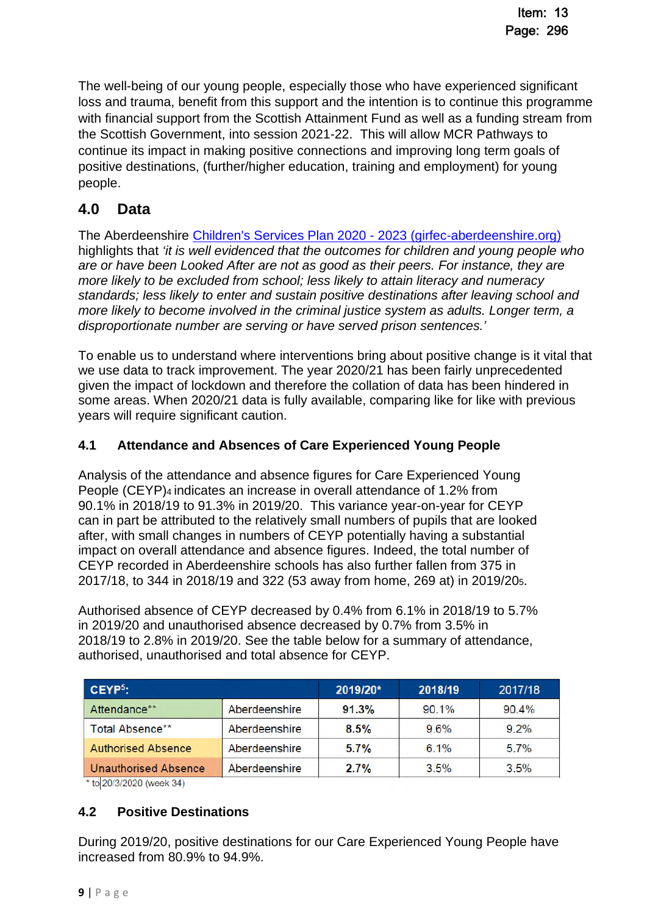The well-being of our young people, especially those who have experienced significant loss and trauma, benefit from this support and the intention is to continue this programme with financial support from the Scottish Attainment Fund as well as a funding stream from the Scottish Government, into session 2021-22. This will allow MCR Pathways to continue its impact in making positive connections and improving long term goals of positive destinations, (further/higher education, training and employment) for young people.

## 4.0 Data

The Aberdeenshire [Children's Services Plan 2020 - 2023 (girfec-aberdeenshire.org)](girfec-aberdeenshire.org) highlights that *'it is well evidenced that the outcomes for children and young people who are or have been Looked After are not as good as their peers. For instance, they are more likely to be excluded from school; less likely to attain literacy and numeracy standards; less likely to enter and sustain positive destinations after leaving school and more likely to become involved in the criminal justice system as adults. Longer term, a disproportionate number are serving or have served prison sentences.'*

To enable us to understand where interventions bring about positive change is it vital that we use data to track improvement. The year 2020/21 has been fairly unprecedented given the impact of lockdown and therefore the collation of data has been hindered in some areas. When 2020/21 data is fully available, comparing like for like with previous years will require significant caution.

### 4.1 Attendance and Absences of Care Experienced Young People

Analysis of the attendance and absence figures for Care Experienced Young People (CEYP)[4] indicates an increase in overall attendance of 1.2% from 90.1% in 2018/19 to 91.3% in 2019/20. This variance year-on-year for CEYP can in part be attributed to the relatively small numbers of pupils that are looked after, with small changes in numbers of CEYP potentially having a substantial impact on overall attendance and absence figures. Indeed, the total number of CEYP recorded in Aberdeenshire schools has also further fallen from 375 in 2017/18, to 344 in 2018/19 and 322 (53 away from home, 269 at) in 2019/20[5].

Authorised absence of CEYP decreased by 0.4% from 6.1% in 2018/19 to 5.7% in 2019/20 and unauthorised absence decreased by 0.7% from 3.5% in 2018/19 to 2.8% in 2019/20. See the table below for a summary of attendance, authorised, unauthorised and total absence for CEYP.

| CEYP[5]: | | 2019/20* | 2018/19 | 2017/18 |
|---|---|---|---|---|
| Attendance** | Aberdeenshire | **91.3%** | 90.1% | 90.4% |
| Total Absence** | Aberdeenshire | **8.5%** | 9.6% | 9.2% |
| Authorised Absence | Aberdeenshire | **5.7%** | 6.1% | 5.7% |
| Unauthorised Absence | Aberdeenshire | **2.7%** | 3.5% | 3.5% |

\* to 20/3/2020 (week 34)

### 4.2 Positive Destinations

During 2019/20, positive destinations for our Care Experienced Young People have increased from 80.9% to 94.9%.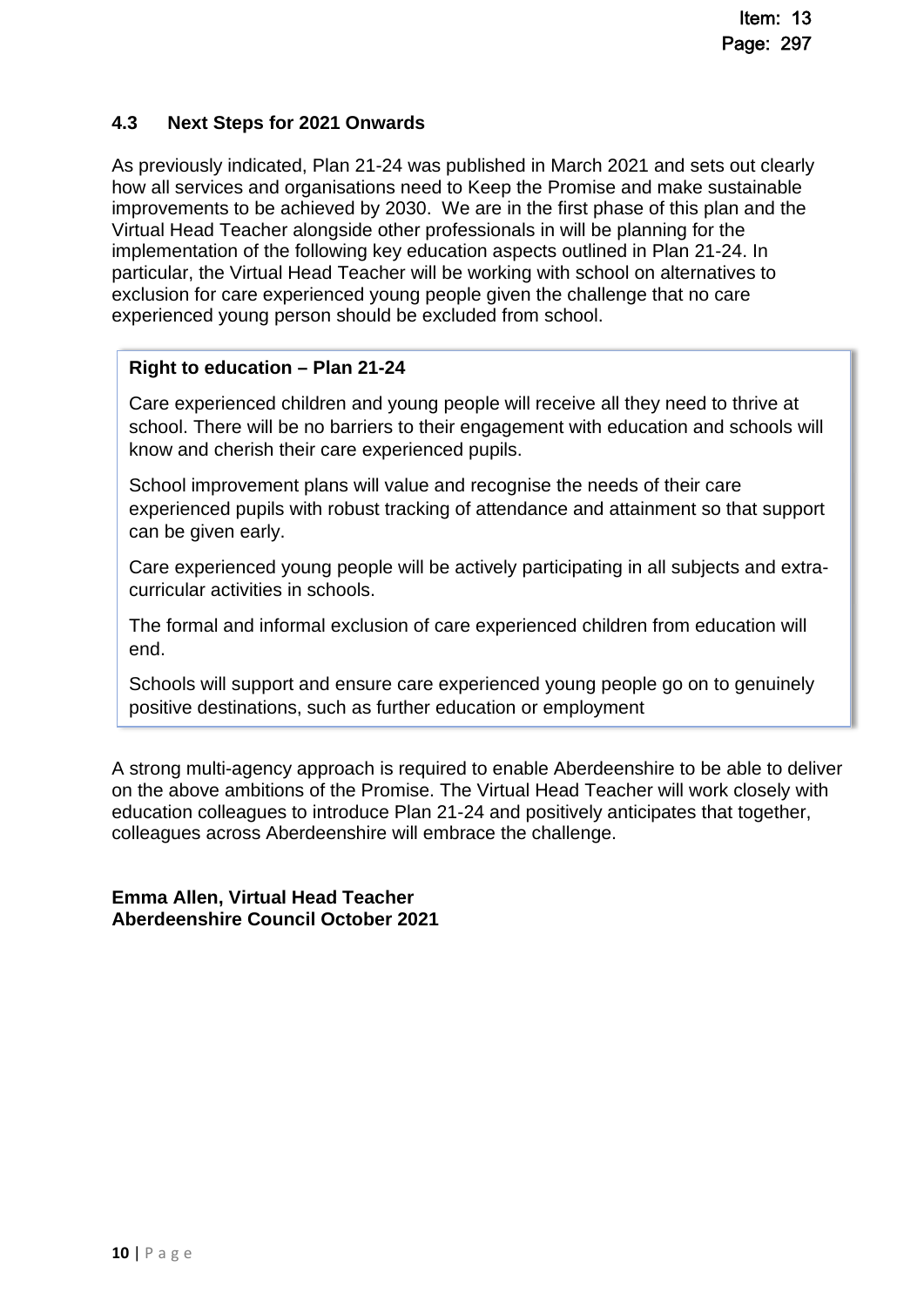### 4.3 Next Steps for 2021 Onwards

As previously indicated, Plan 21-24 was published in March 2021 and sets out clearly how all services and organisations need to Keep the Promise and make sustainable improvements to be achieved by 2030. We are in the first phase of this plan and the Virtual Head Teacher alongside other professionals in will be planning for the implementation of the following key education aspects outlined in Plan 21-24. In particular, the Virtual Head Teacher will be working with school on alternatives to exclusion for care experienced young people given the challenge that no care experienced young person should be excluded from school.

> **Right to education – Plan 21-24**
>
> Care experienced children and young people will receive all they need to thrive at school. There will be no barriers to their engagement with education and schools will know and cherish their care experienced pupils.
>
> School improvement plans will value and recognise the needs of their care experienced pupils with robust tracking of attendance and attainment so that support can be given early.
>
> Care experienced young people will be actively participating in all subjects and extra-curricular activities in schools.
>
> The formal and informal exclusion of care experienced children from education will end.
>
> Schools will support and ensure care experienced young people go on to genuinely positive destinations, such as further education or employment

A strong multi-agency approach is required to enable Aberdeenshire to be able to deliver on the above ambitions of the Promise. The Virtual Head Teacher will work closely with education colleagues to introduce Plan 21-24 and positively anticipates that together, colleagues across Aberdeenshire will embrace the challenge.

**Emma Allen, Virtual Head Teacher**
**Aberdeenshire Council October 2021**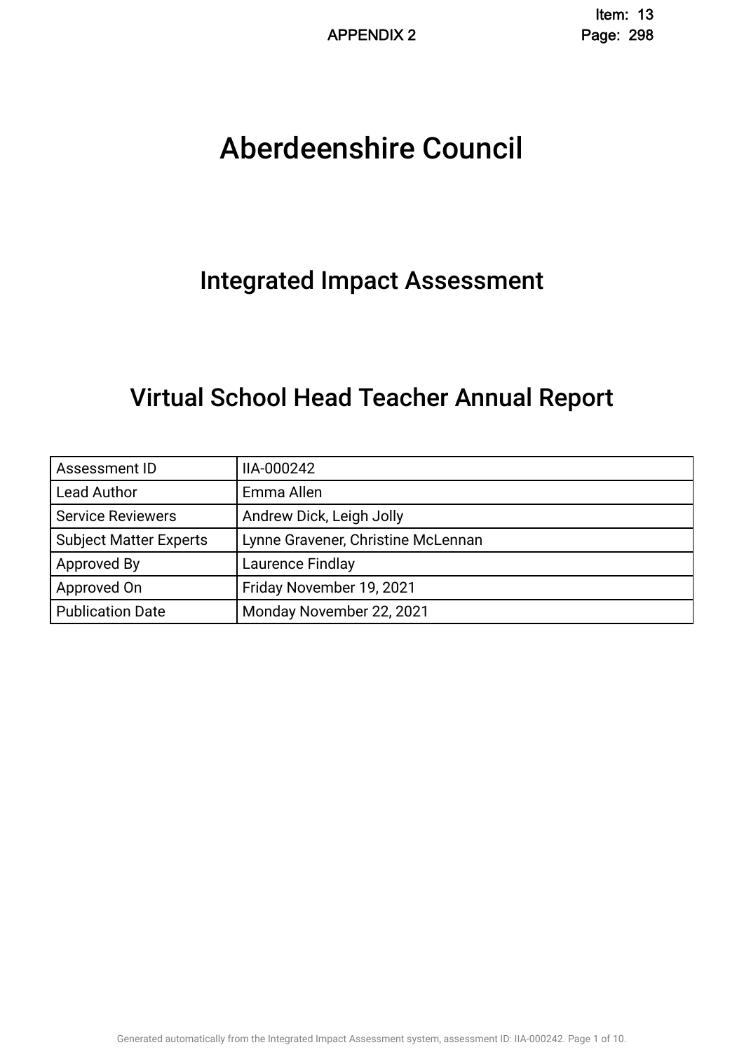APPENDIX 2

# Aberdeenshire Council

## Integrated Impact Assessment

## Virtual School Head Teacher Annual Report

| Assessment ID | IIA-000242 |
|---|---|
| Lead Author | Emma Allen |
| Service Reviewers | Andrew Dick, Leigh Jolly |
| Subject Matter Experts | Lynne Gravener, Christine McLennan |
| Approved By | Laurence Findlay |
| Approved On | Friday November 19, 2021 |
| Publication Date | Monday November 22, 2021 |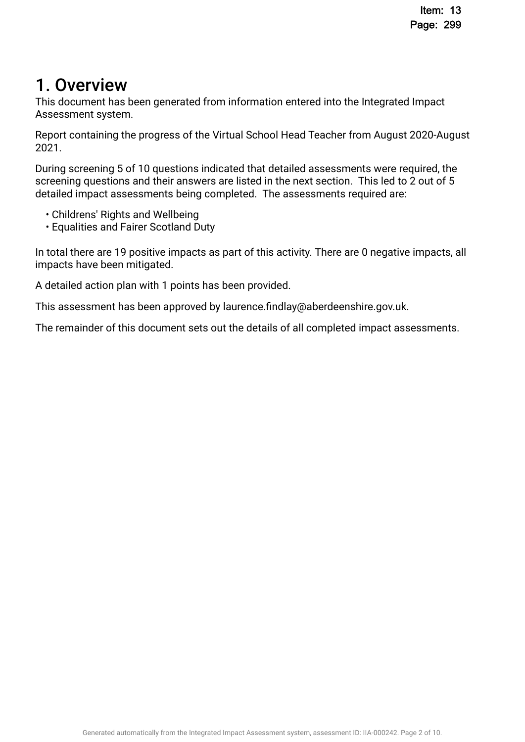# 1. Overview

This document has been generated from information entered into the Integrated Impact Assessment system.

Report containing the progress of the Virtual School Head Teacher from August 2020-August 2021.

During screening 5 of 10 questions indicated that detailed assessments were required, the screening questions and their answers are listed in the next section. This led to 2 out of 5 detailed impact assessments being completed. The assessments required are:

- Childrens' Rights and Wellbeing
- Equalities and Fairer Scotland Duty

In total there are 19 positive impacts as part of this activity. There are 0 negative impacts, all impacts have been mitigated.

A detailed action plan with 1 points has been provided.

This assessment has been approved by laurence.findlay@aberdeenshire.gov.uk.

The remainder of this document sets out the details of all completed impact assessments.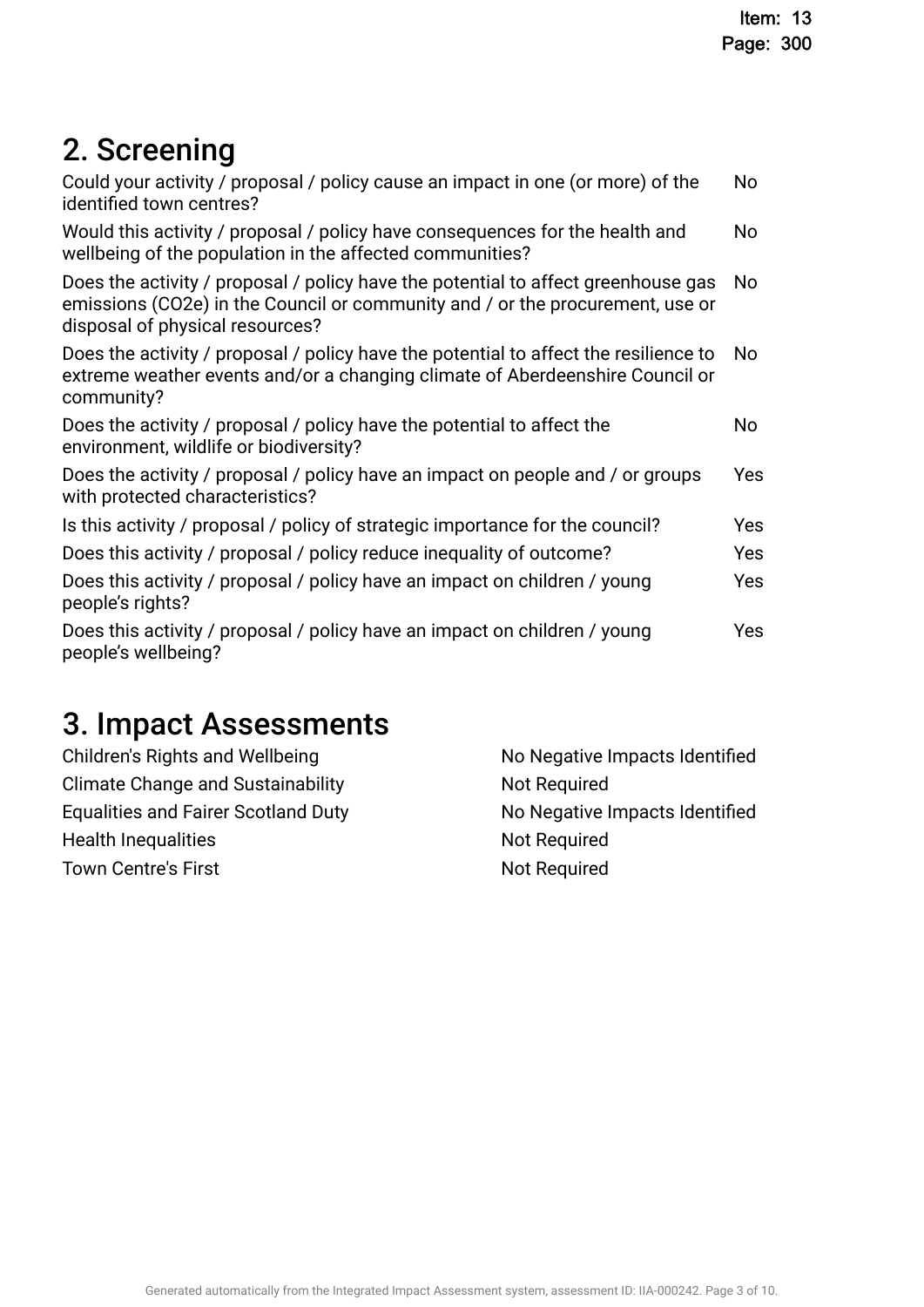## 2. Screening

| | |
|---|---|
| Could your activity / proposal / policy cause an impact in one (or more) of the identified town centres? | No |
| Would this activity / proposal / policy have consequences for the health and wellbeing of the population in the affected communities? | No |
| Does the activity / proposal / policy have the potential to affect greenhouse gas emissions ($CO_2e$) in the Council or community and / or the procurement, use or disposal of physical resources? | No |
| Does the activity / proposal / policy have the potential to affect the resilience to extreme weather events and/or a changing climate of Aberdeenshire Council or community? | No |
| Does the activity / proposal / policy have the potential to affect the environment, wildlife or biodiversity? | No |
| Does the activity / proposal / policy have an impact on people and / or groups with protected characteristics? | Yes |
| Is this activity / proposal / policy of strategic importance for the council? | Yes |
| Does this activity / proposal / policy reduce inequality of outcome? | Yes |
| Does this activity / proposal / policy have an impact on children / young people's rights? | Yes |
| Does this activity / proposal / policy have an impact on children / young people's wellbeing? | Yes |

## 3. Impact Assessments

| | |
|---|---|
| Children's Rights and Wellbeing | No Negative Impacts Identified |
| Climate Change and Sustainability | Not Required |
| Equalities and Fairer Scotland Duty | No Negative Impacts Identified |
| Health Inequalities | Not Required |
| Town Centre's First | Not Required |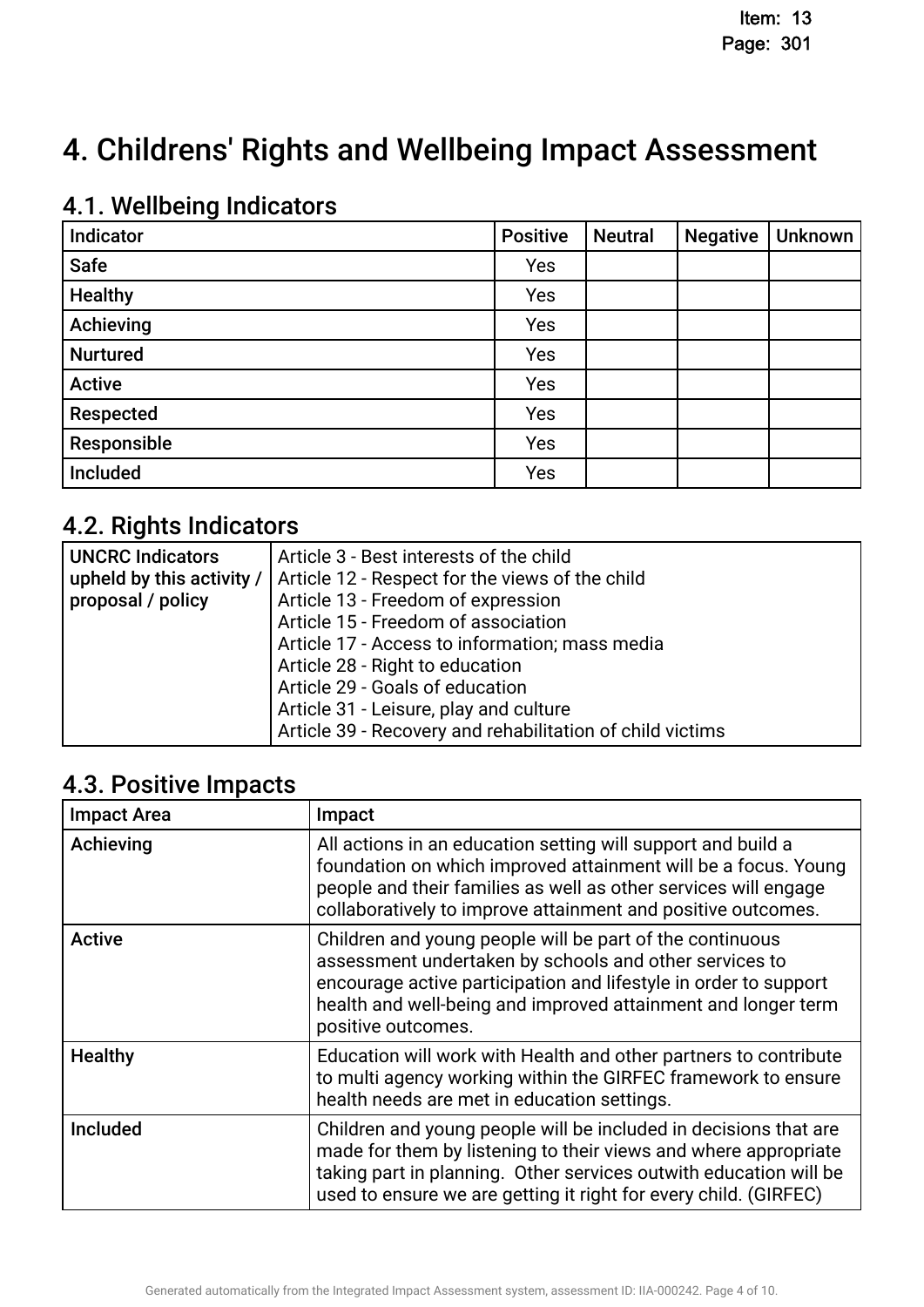# 4. Childrens' Rights and Wellbeing Impact Assessment

## 4.1. Wellbeing Indicators

| Indicator | Positive | Neutral | Negative | Unknown |
|---|---|---|---|---|
| Safe | Yes | | | |
| Healthy | Yes | | | |
| Achieving | Yes | | | |
| Nurtured | Yes | | | |
| Active | Yes | | | |
| Respected | Yes | | | |
| Responsible | Yes | | | |
| Included | Yes | | | |

## 4.2. Rights Indicators

| | |
|---|---|
| **UNCRC Indicators upheld by this activity / proposal / policy** | Article 3 - Best interests of the child<br>Article 12 - Respect for the views of the child<br>Article 13 - Freedom of expression<br>Article 15 - Freedom of association<br>Article 17 - Access to information; mass media<br>Article 28 - Right to education<br>Article 29 - Goals of education<br>Article 31 - Leisure, play and culture<br>Article 39 - Recovery and rehabilitation of child victims |

## 4.3. Positive Impacts

| Impact Area | Impact |
|---|---|
| **Achieving** | All actions in an education setting will support and build a foundation on which improved attainment will be a focus. Young people and their families as well as other services will engage collaboratively to improve attainment and positive outcomes. |
| **Active** | Children and young people will be part of the continuous assessment undertaken by schools and other services to encourage active participation and lifestyle in order to support health and well-being and improved attainment and longer term positive outcomes. |
| **Healthy** | Education will work with Health and other partners to contribute to multi agency working within the GIRFEC framework to ensure health needs are met in education settings. |
| **Included** | Children and young people will be included in decisions that are made for them by listening to their views and where appropriate taking part in planning. Other services outwith education will be used to ensure we are getting it right for every child. (GIRFEC) |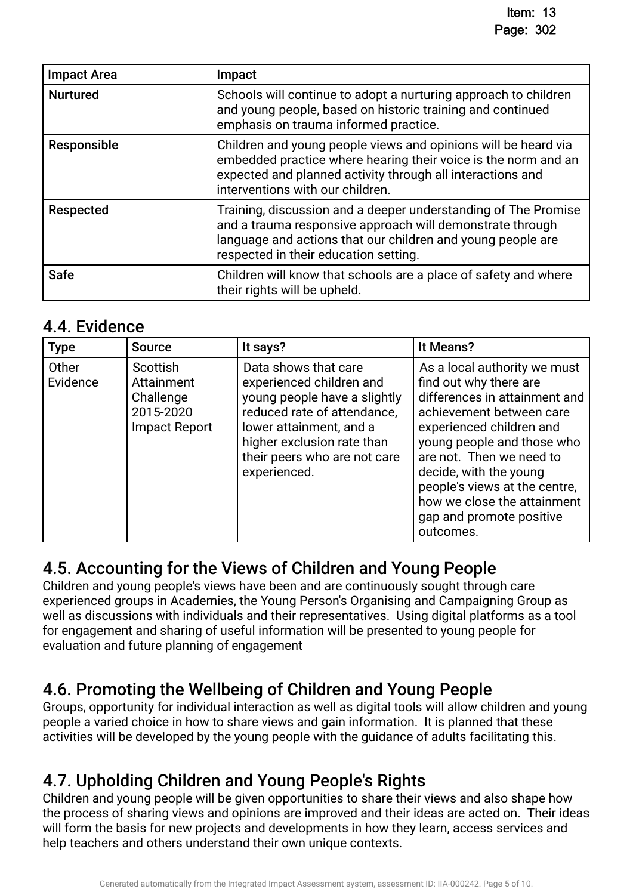| Impact Area | Impact |
|---|---|
| **Nurtured** | Schools will continue to adopt a nurturing approach to children and young people, based on historic training and continued emphasis on trauma informed practice. |
| **Responsible** | Children and young people views and opinions will be heard via embedded practice where hearing their voice is the norm and an expected and planned activity through all interactions and interventions with our children. |
| **Respected** | Training, discussion and a deeper understanding of The Promise and a trauma responsive approach will demonstrate through language and actions that our children and young people are respected in their education setting. |
| **Safe** | Children will know that schools are a place of safety and where their rights will be upheld. |

## 4.4. Evidence

| Type | Source | It says? | It Means? |
|---|---|---|---|
| Other Evidence | Scottish Attainment Challenge 2015-2020 Impact Report | Data shows that care experienced children and young people have a slightly reduced rate of attendance, lower attainment, and a higher exclusion rate than their peers who are not care experienced. | As a local authority we must find out why there are differences in attainment and achievement between care experienced children and young people and those who are not. Then we need to decide, with the young people's views at the centre, how we close the attainment gap and promote positive outcomes. |

## 4.5. Accounting for the Views of Children and Young People

Children and young people's views have been and are continuously sought through care experienced groups in Academies, the Young Person's Organising and Campaigning Group as well as discussions with individuals and their representatives. Using digital platforms as a tool for engagement and sharing of useful information will be presented to young people for evaluation and future planning of engagement

## 4.6. Promoting the Wellbeing of Children and Young People

Groups, opportunity for individual interaction as well as digital tools will allow children and young people a varied choice in how to share views and gain information. It is planned that these activities will be developed by the young people with the guidance of adults facilitating this.

## 4.7. Upholding Children and Young People's Rights

Children and young people will be given opportunities to share their views and also shape how the process of sharing views and opinions are improved and their ideas are acted on. Their ideas will form the basis for new projects and developments in how they learn, access services and help teachers and others understand their own unique contexts.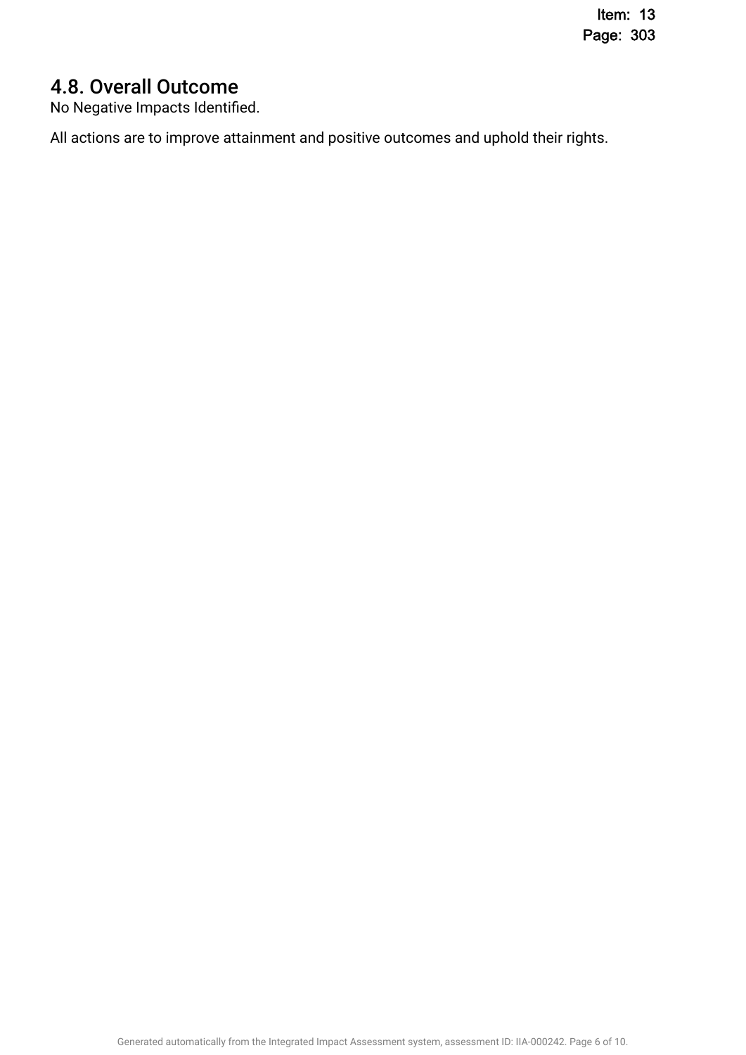## 4.8. Overall Outcome

No Negative Impacts Identified.

All actions are to improve attainment and positive outcomes and uphold their rights.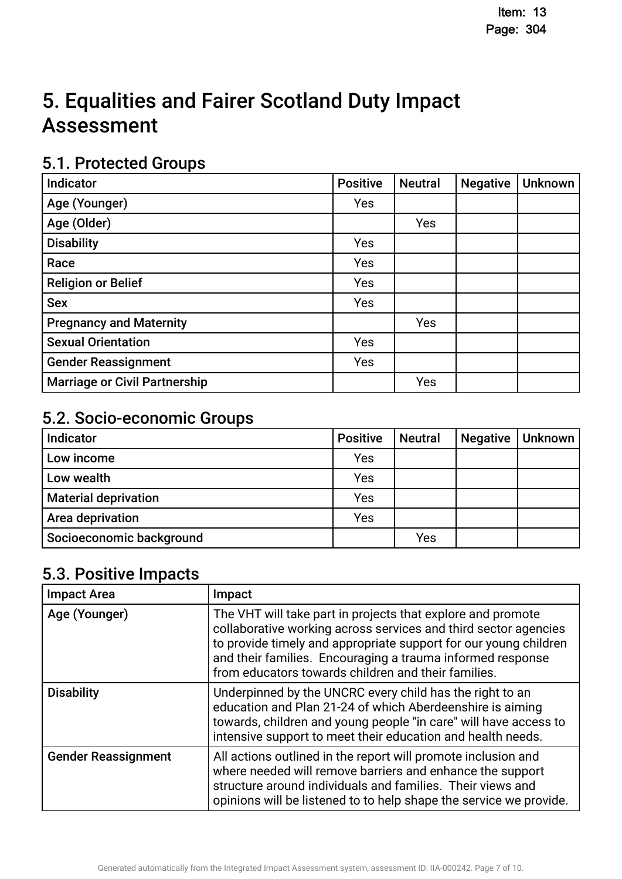# 5. Equalities and Fairer Scotland Duty Impact Assessment

## 5.1. Protected Groups

| Indicator | Positive | Neutral | Negative | Unknown |
|---|---|---|---|---|
| Age (Younger) | Yes | | | |
| Age (Older) | | Yes | | |
| Disability | Yes | | | |
| Race | Yes | | | |
| Religion or Belief | Yes | | | |
| Sex | Yes | | | |
| Pregnancy and Maternity | | Yes | | |
| Sexual Orientation | Yes | | | |
| Gender Reassignment | Yes | | | |
| Marriage or Civil Partnership | | Yes | | |

## 5.2. Socio-economic Groups

| Indicator | Positive | Neutral | Negative | Unknown |
|---|---|---|---|---|
| Low income | Yes | | | |
| Low wealth | Yes | | | |
| Material deprivation | Yes | | | |
| Area deprivation | Yes | | | |
| Socioeconomic background | | Yes | | |

## 5.3. Positive Impacts

| Impact Area | Impact |
|---|---|
| Age (Younger) | The VHT will take part in projects that explore and promote collaborative working across services and third sector agencies to provide timely and appropriate support for our young children and their families. Encouraging a trauma informed response from educators towards children and their families. |
| Disability | Underpinned by the UNCRC every child has the right to an education and Plan 21-24 of which Aberdeenshire is aiming towards, children and young people "in care" will have access to intensive support to meet their education and health needs. |
| Gender Reassignment | All actions outlined in the report will promote inclusion and where needed will remove barriers and enhance the support structure around individuals and families. Their views and opinions will be listened to to help shape the service we provide. |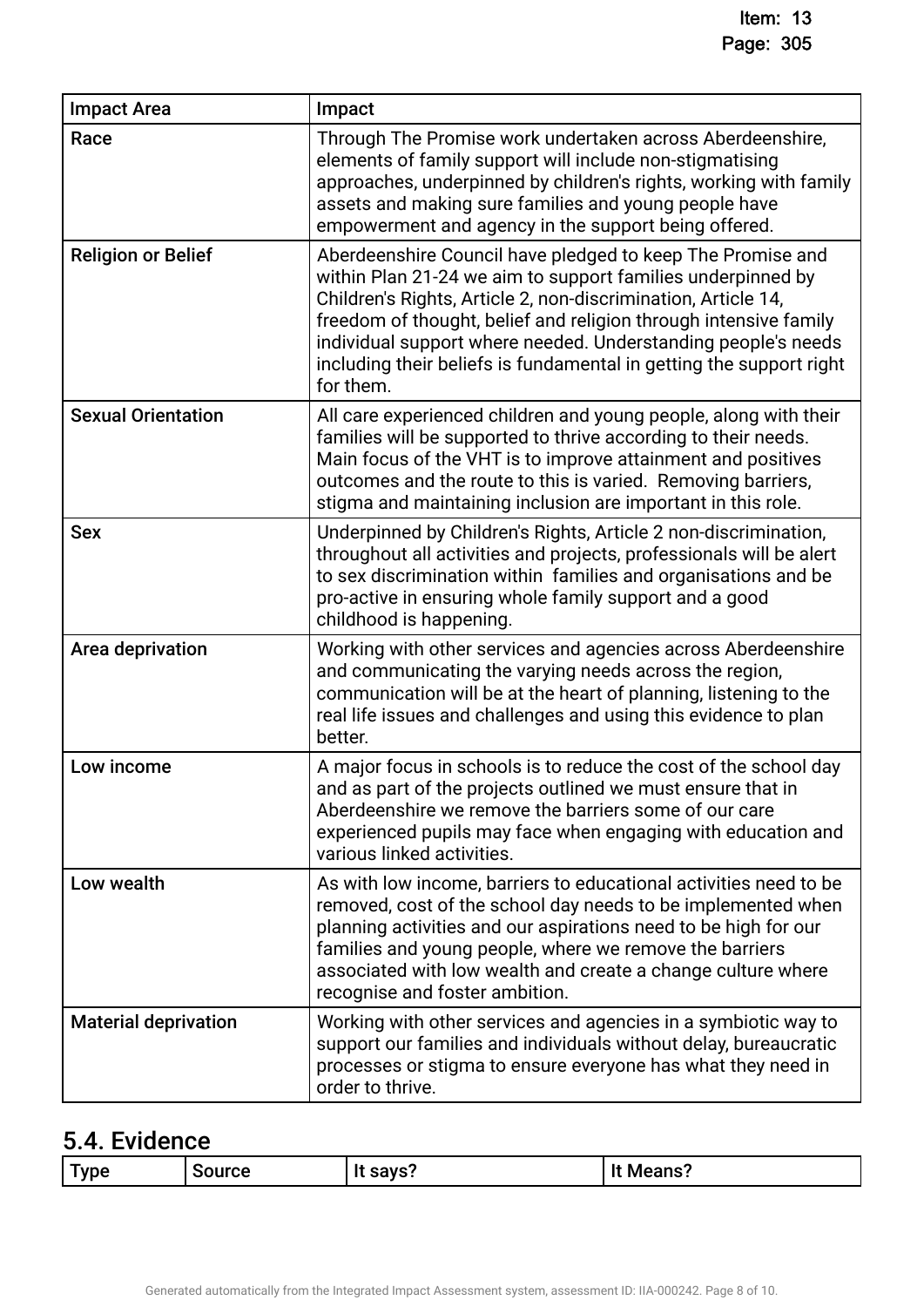| Impact Area | Impact |
|---|---|
| Race | Through The Promise work undertaken across Aberdeenshire, elements of family support will include non-stigmatising approaches, underpinned by children's rights, working with family assets and making sure families and young people have empowerment and agency in the support being offered. |
| Religion or Belief | Aberdeenshire Council have pledged to keep The Promise and within Plan 21-24 we aim to support families underpinned by Children's Rights, Article 2, non-discrimination, Article 14, freedom of thought, belief and religion through intensive family individual support where needed. Understanding people's needs including their beliefs is fundamental in getting the support right for them. |
| Sexual Orientation | All care experienced children and young people, along with their families will be supported to thrive according to their needs. Main focus of the VHT is to improve attainment and positives outcomes and the route to this is varied. Removing barriers, stigma and maintaining inclusion are important in this role. |
| Sex | Underpinned by Children's Rights, Article 2 non-discrimination, throughout all activities and projects, professionals will be alert to sex discrimination within families and organisations and be pro-active in ensuring whole family support and a good childhood is happening. |
| Area deprivation | Working with other services and agencies across Aberdeenshire and communicating the varying needs across the region, communication will be at the heart of planning, listening to the real life issues and challenges and using this evidence to plan better. |
| Low income | A major focus in schools is to reduce the cost of the school day and as part of the projects outlined we must ensure that in Aberdeenshire we remove the barriers some of our care experienced pupils may face when engaging with education and various linked activities. |
| Low wealth | As with low income, barriers to educational activities need to be removed, cost of the school day needs to be implemented when planning activities and our aspirations need to be high for our families and young people, where we remove the barriers associated with low wealth and create a change culture where recognise and foster ambition. |
| Material deprivation | Working with other services and agencies in a symbiotic way to support our families and individuals without delay, bureaucratic processes or stigma to ensure everyone has what they need in order to thrive. |

## 5.4. Evidence

| Type | Source | It says? | It Means? |
|---|---|---|---|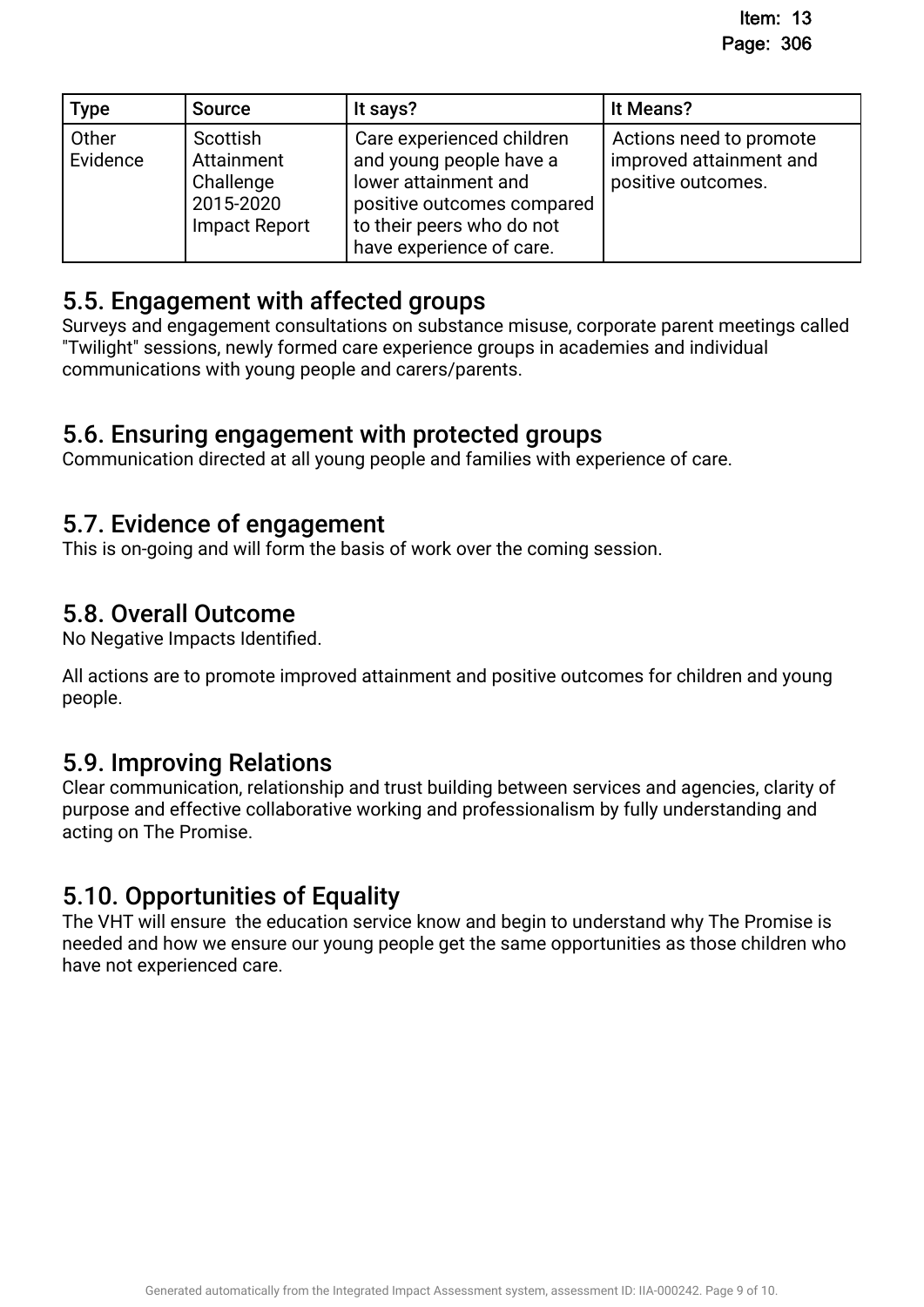| Type | Source | It says? | It Means? |
|---|---|---|---|
| Other Evidence | Scottish Attainment Challenge 2015-2020 Impact Report | Care experienced children and young people have a lower attainment and positive outcomes compared to their peers who do not have experience of care. | Actions need to promote improved attainment and positive outcomes. |

## 5.5. Engagement with affected groups

Surveys and engagement consultations on substance misuse, corporate parent meetings called "Twilight" sessions, newly formed care experience groups in academies and individual communications with young people and carers/parents.

## 5.6. Ensuring engagement with protected groups

Communication directed at all young people and families with experience of care.

## 5.7. Evidence of engagement

This is on-going and will form the basis of work over the coming session.

## 5.8. Overall Outcome

No Negative Impacts Identified.

All actions are to promote improved attainment and positive outcomes for children and young people.

## 5.9. Improving Relations

Clear communication, relationship and trust building between services and agencies, clarity of purpose and effective collaborative working and professionalism by fully understanding and acting on The Promise.

## 5.10. Opportunities of Equality

The VHT will ensure the education service know and begin to understand why The Promise is needed and how we ensure our young people get the same opportunities as those children who have not experienced care.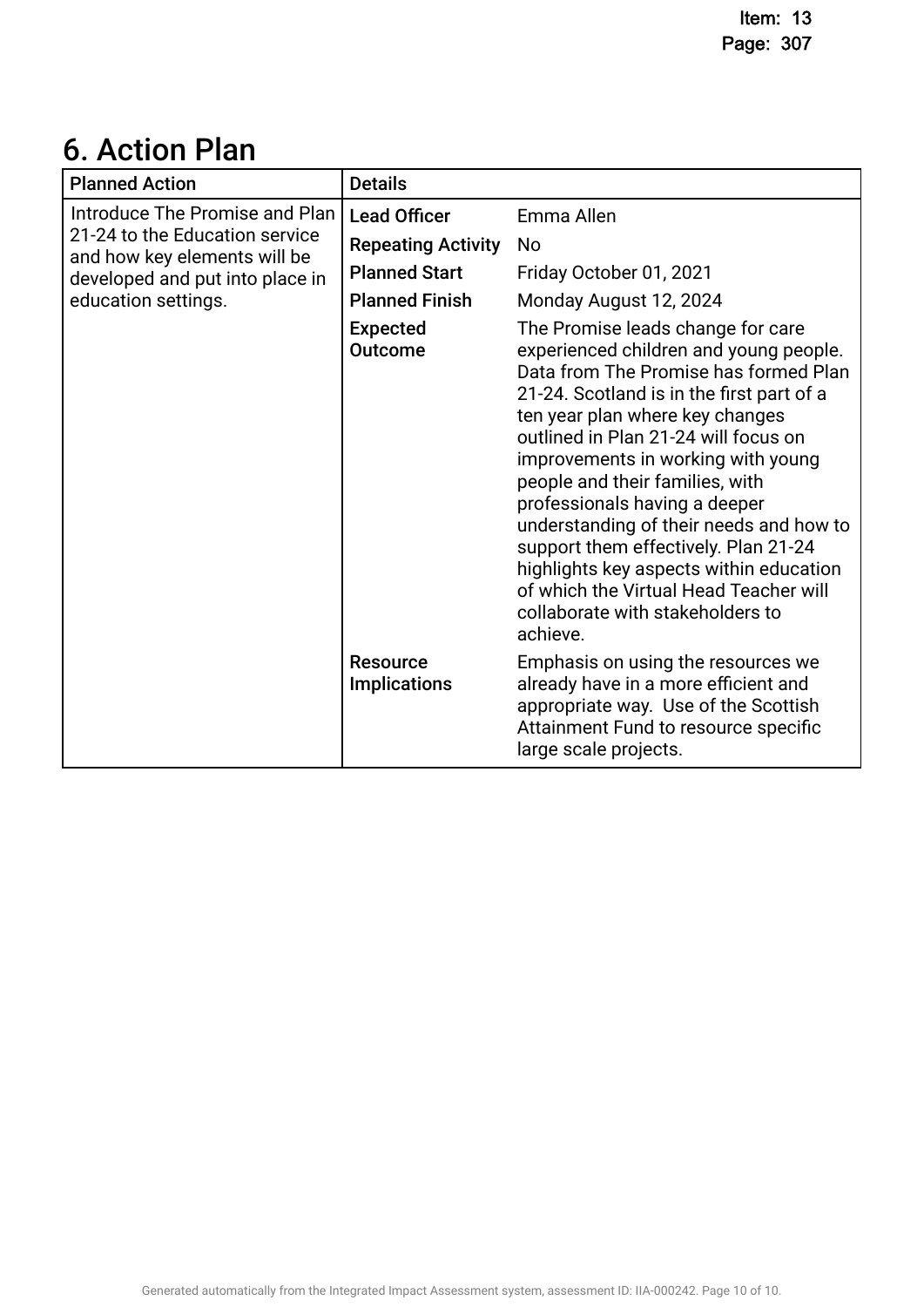## 6. Action Plan

| Planned Action | Details | |
|---|---|---|
| Introduce The Promise and Plan 21-24 to the Education service and how key elements will be developed and put into place in education settings. | **Lead Officer** | Emma Allen |
| | **Repeating Activity** | No |
| | **Planned Start** | Friday October 01, 2021 |
| | **Planned Finish** | Monday August 12, 2024 |
| | **Expected Outcome** | The Promise leads change for care experienced children and young people. Data from The Promise has formed Plan 21-24. Scotland is in the first part of a ten year plan where key changes outlined in Plan 21-24 will focus on improvements in working with young people and their families, with professionals having a deeper understanding of their needs and how to support them effectively. Plan 21-24 highlights key aspects within education of which the Virtual Head Teacher will collaborate with stakeholders to achieve. |
| | **Resource Implications** | Emphasis on using the resources we already have in a more efficient and appropriate way. Use of the Scottish Attainment Fund to resource specific large scale projects. |